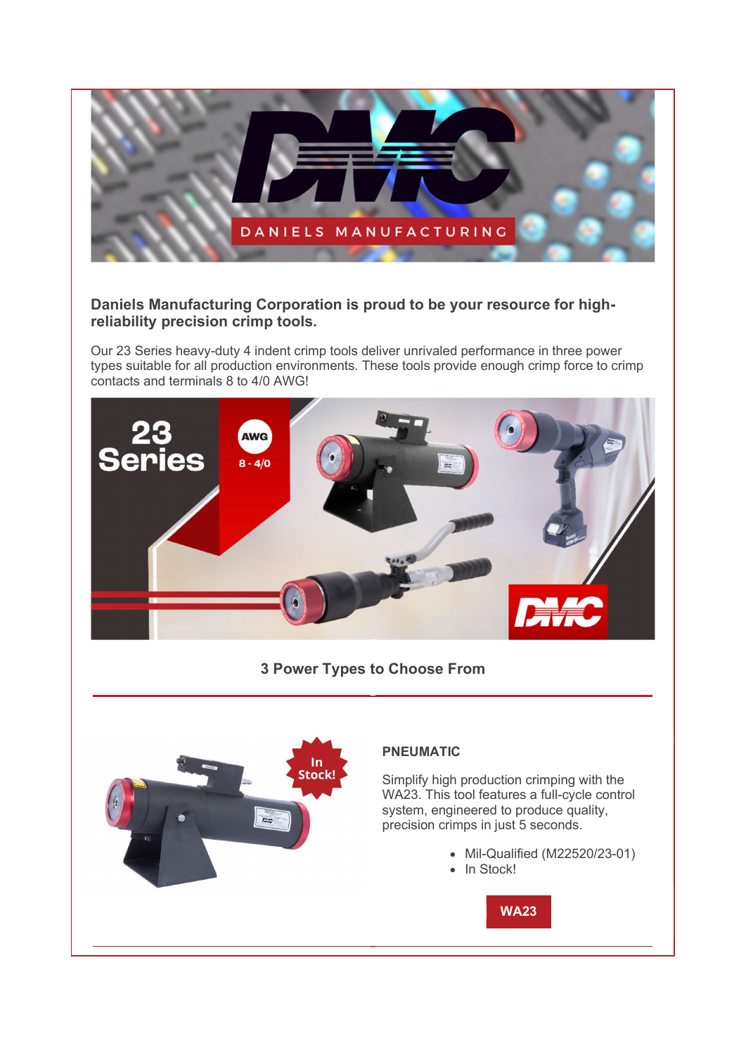**Daniels Manufacturing Corporation is proud to be your resource for high-reliability precision crimp tools.**

Our 23 Series heavy-duty 4 indent crimp tools deliver unrivaled performance in three power types suitable for all production environments. These tools provide enough crimp force to crimp contacts and terminals 8 to 4/0 AWG!

### 3 Power Types to Choose From

---

#### PNEUMATIC

Simplify high production crimping with the WA23. This tool features a full-cycle control system, engineered to produce quality, precision crimps in just 5 seconds.

- Mil-Qualified (M22520/23-01)
- In Stock!

**WA23**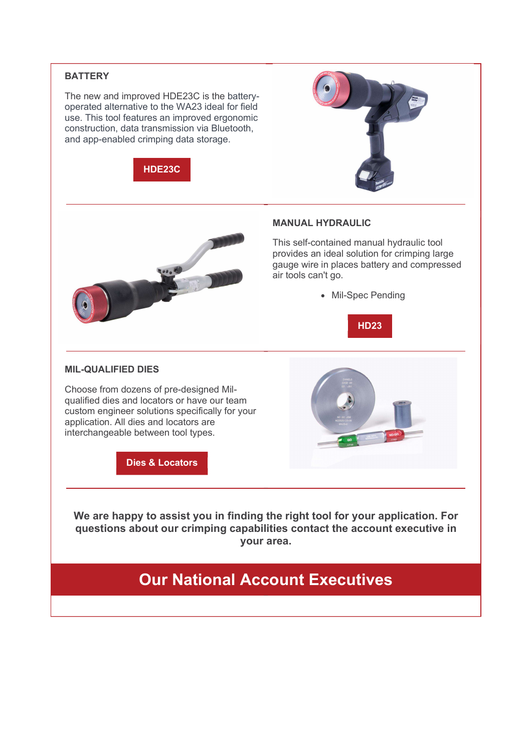### BATTERY

The new and improved HDE23C is the battery-operated alternative to the WA23 ideal for field use. This tool features an improved ergonomic construction, data transmission via Bluetooth, and app-enabled crimping data storage.

**HDE23C**

---

### MANUAL HYDRAULIC

This self-contained manual hydraulic tool provides an ideal solution for crimping large gauge wire in places battery and compressed air tools can't go.

- Mil-Spec Pending

**HD23**

---

### MIL-QUALIFIED DIES

Choose from dozens of pre-designed Mil-qualified dies and locators or have our team custom engineer solutions specifically for your application. All dies and locators are interchangeable between tool types.

**Dies & Locators**

---

**We are happy to assist you in finding the right tool for your application. For questions about our crimping capabilities contact the account executive in your area.**

## Our National Account Executives